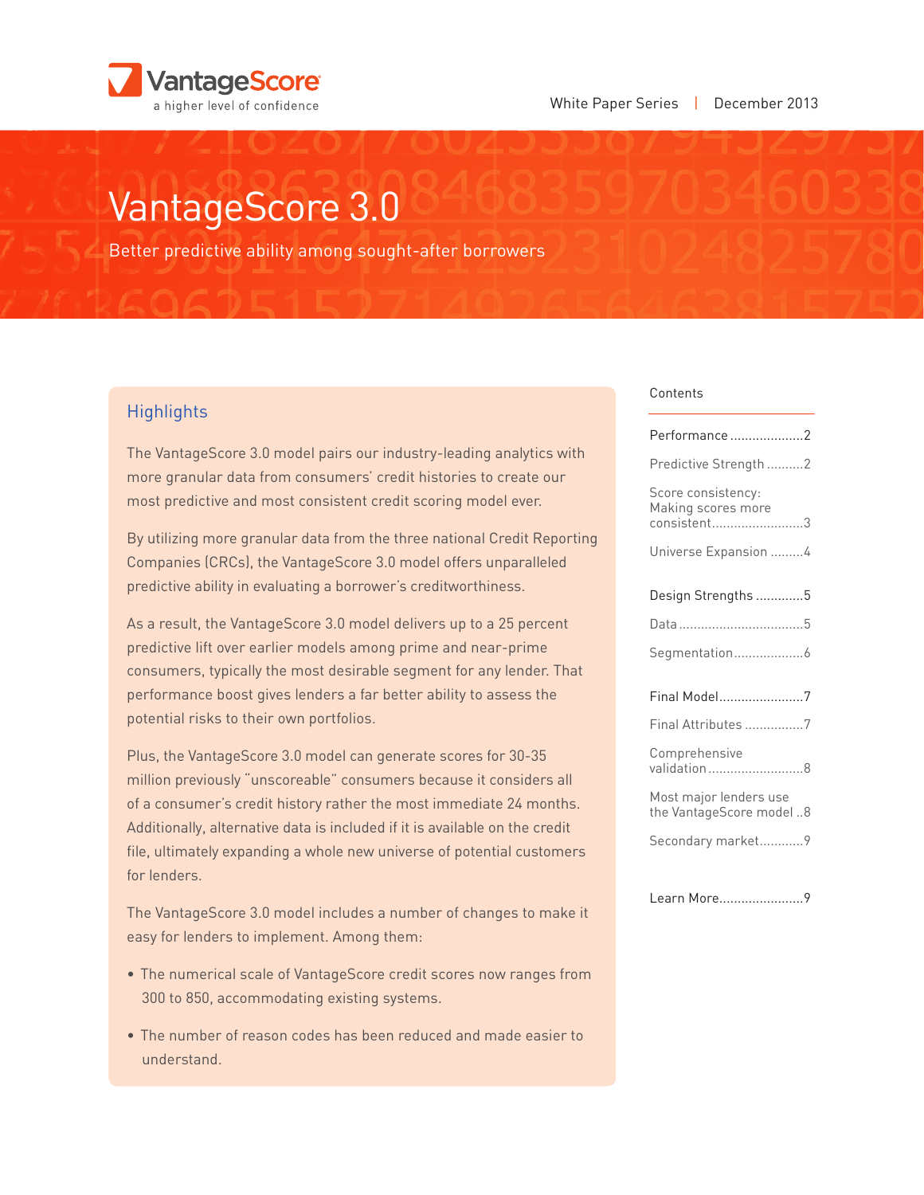VantageScore — a higher level of confidence

White Paper Series | December 2013

# VantageScore 3.0

Better predictive ability among sought-after borrowers

## Highlights

The VantageScore 3.0 model pairs our industry-leading analytics with more granular data from consumers' credit histories to create our most predictive and most consistent credit scoring model ever.

By utilizing more granular data from the three national Credit Reporting Companies (CRCs), the VantageScore 3.0 model offers unparalleled predictive ability in evaluating a borrower's creditworthiness.

As a result, the VantageScore 3.0 model delivers up to a 25 percent predictive lift over earlier models among prime and near-prime consumers, typically the most desirable segment for any lender. That performance boost gives lenders a far better ability to assess the potential risks to their own portfolios.

Plus, the VantageScore 3.0 model can generate scores for 30-35 million previously "unscoreable" consumers because it considers all of a consumer's credit history rather the most immediate 24 months. Additionally, alternative data is included if it is available on the credit file, ultimately expanding a whole new universe of potential customers for lenders.

The VantageScore 3.0 model includes a number of changes to make it easy for lenders to implement. Among them:

- The numerical scale of VantageScore credit scores now ranges from 300 to 850, accommodating existing systems.
- The number of reason codes has been reduced and made easier to understand.

## Contents

- Performance ....................2
  - Predictive Strength ..........2
  - Score consistency: Making scores more consistent..........................3
  - Universe Expansion .........4
- Design Strengths .............5
  - Data ..................................5
  - Segmentation...................6
- Final Model.......................7
  - Final Attributes ................7
  - Comprehensive validation ..........................8
  - Most major lenders use the VantageScore model ..8
  - Secondary market............9
- Learn More.......................9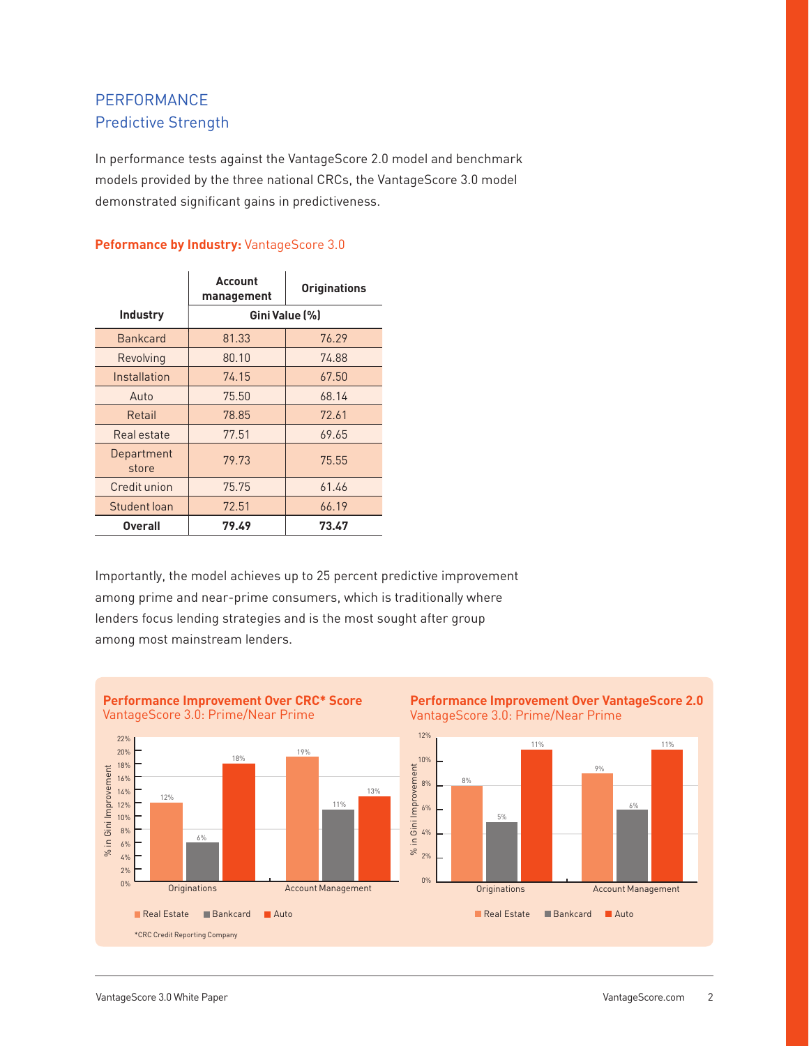## PERFORMANCE

### Predictive Strength

In performance tests against the VantageScore 2.0 model and benchmark models provided by the three national CRCs, the VantageScore 3.0 model demonstrated significant gains in predictiveness.

**Peformance by Industry:** VantageScore 3.0

| Industry | Account management | Originations |
|---|---|---|
| | Gini Value (%) | |
| Bankcard | 81.33 | 76.29 |
| Revolving | 80.10 | 74.88 |
| Installation | 74.15 | 67.50 |
| Auto | 75.50 | 68.14 |
| Retail | 78.85 | 72.61 |
| Real estate | 77.51 | 69.65 |
| Department store | 79.73 | 75.55 |
| Credit union | 75.75 | 61.46 |
| Student loan | 72.51 | 66.19 |
| **Overall** | **79.49** | **73.47** |

Importantly, the model achieves up to 25 percent predictive improvement among prime and near-prime consumers, which is traditionally where lenders focus lending strategies and is the most sought after group among most mainstream lenders.

**Performance Improvement Over CRC* Score**
VantageScore 3.0: Prime/Near Prime

% in Gini Improvement

| | Real Estate | Bankcard | Auto |
|---|---|---|---|
| Originations | 12% | 6% | 18% |
| Account Management | 19% | 11% | 13% |

*CRC Credit Reporting Company

**Performance Improvement Over VantageScore 2.0**
VantageScore 3.0: Prime/Near Prime

% in Gini Improvement

| | Real Estate | Bankcard | Auto |
|---|---|---|---|
| Originations | 8% | 5% | 11% |
| Account Management | 9% | 6% | 11% |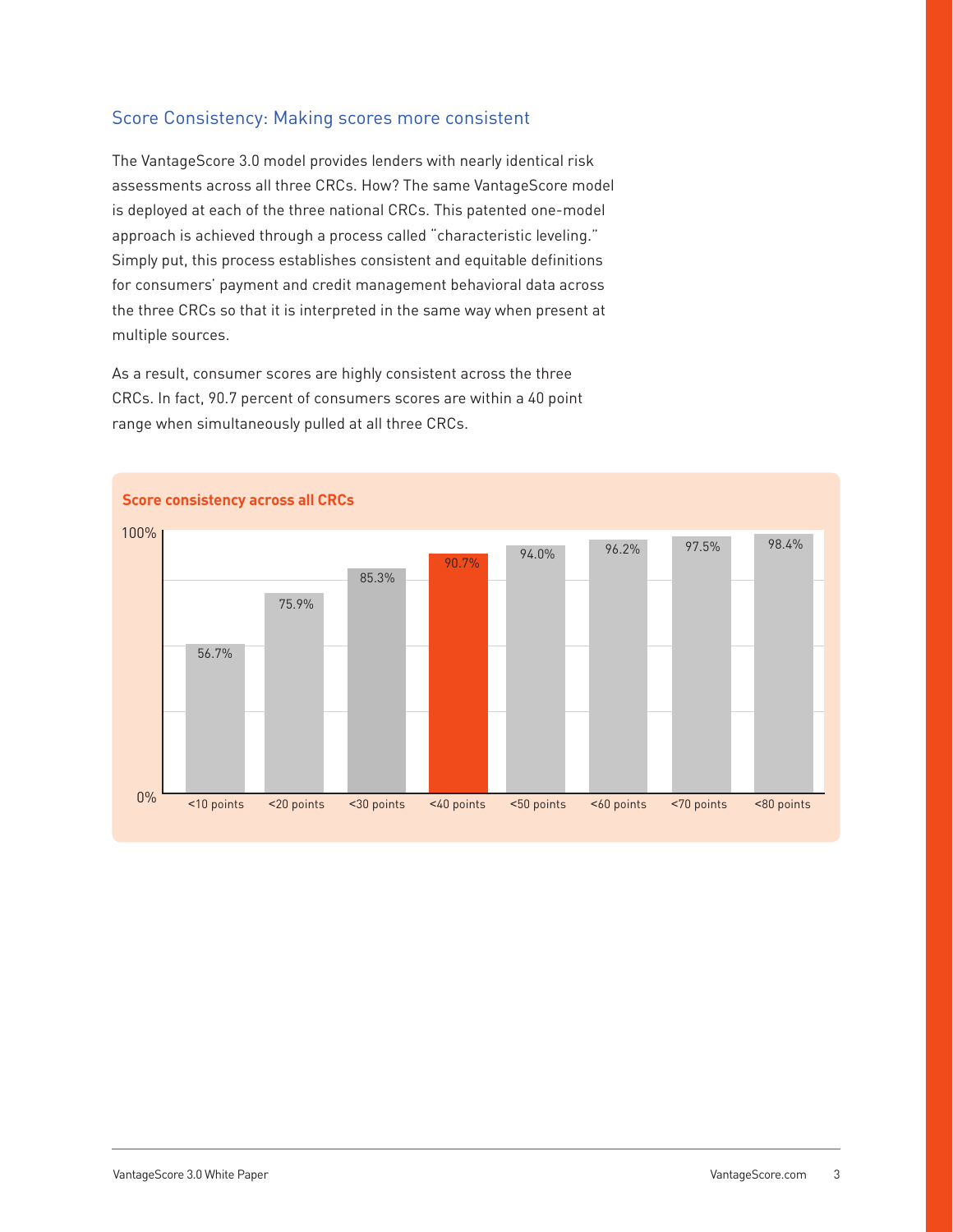## Score Consistency: Making scores more consistent

The VantageScore 3.0 model provides lenders with nearly identical risk assessments across all three CRCs. How? The same VantageScore model is deployed at each of the three national CRCs. This patented one-model approach is achieved through a process called "characteristic leveling." Simply put, this process establishes consistent and equitable definitions for consumers' payment and credit management behavioral data across the three CRCs so that it is interpreted in the same way when present at multiple sources.

As a result, consumer scores are highly consistent across the three CRCs. In fact, 90.7 percent of consumers scores are within a 40 point range when simultaneously pulled at all three CRCs.

**Score consistency across all CRCs**

| Range | Percentage |
|---|---|
| <10 points | 56.7% |
| <20 points | 75.9% |
| <30 points | 85.3% |
| <40 points | 90.7% |
| <50 points | 94.0% |
| <60 points | 96.2% |
| <70 points | 97.5% |
| <80 points | 98.4% |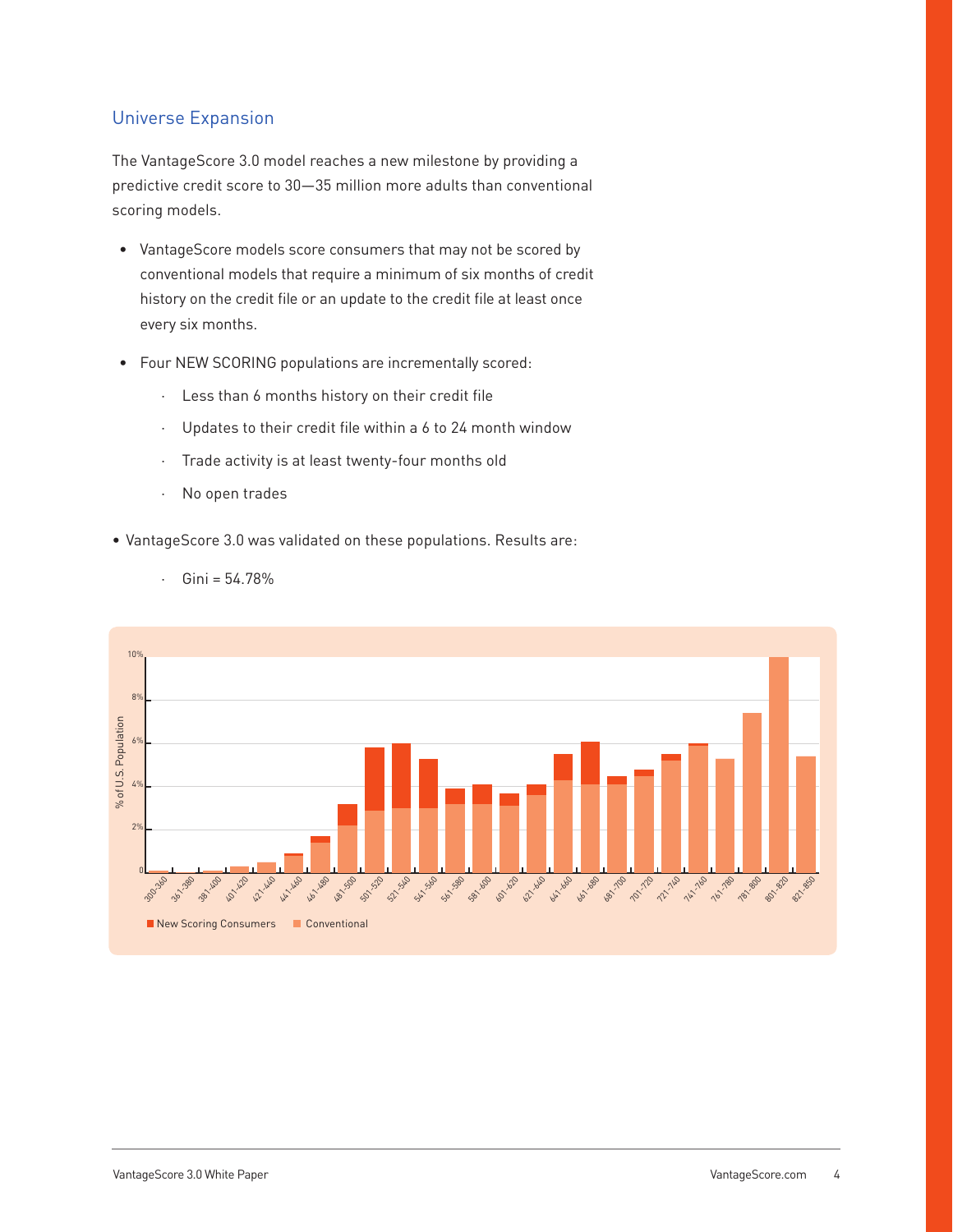## Universe Expansion

The VantageScore 3.0 model reaches a new milestone by providing a predictive credit score to 30—35 million more adults than conventional scoring models.

- VantageScore models score consumers that may not be scored by conventional models that require a minimum of six months of credit history on the credit file or an update to the credit file at least once every six months.
- Four NEW SCORING populations are incrementally scored:
  - Less than 6 months history on their credit file
  - Updates to their credit file within a 6 to 24 month window
  - Trade activity is at least twenty-four months old
  - No open trades
- VantageScore 3.0 was validated on these populations. Results are:
  - Gini = 54.78%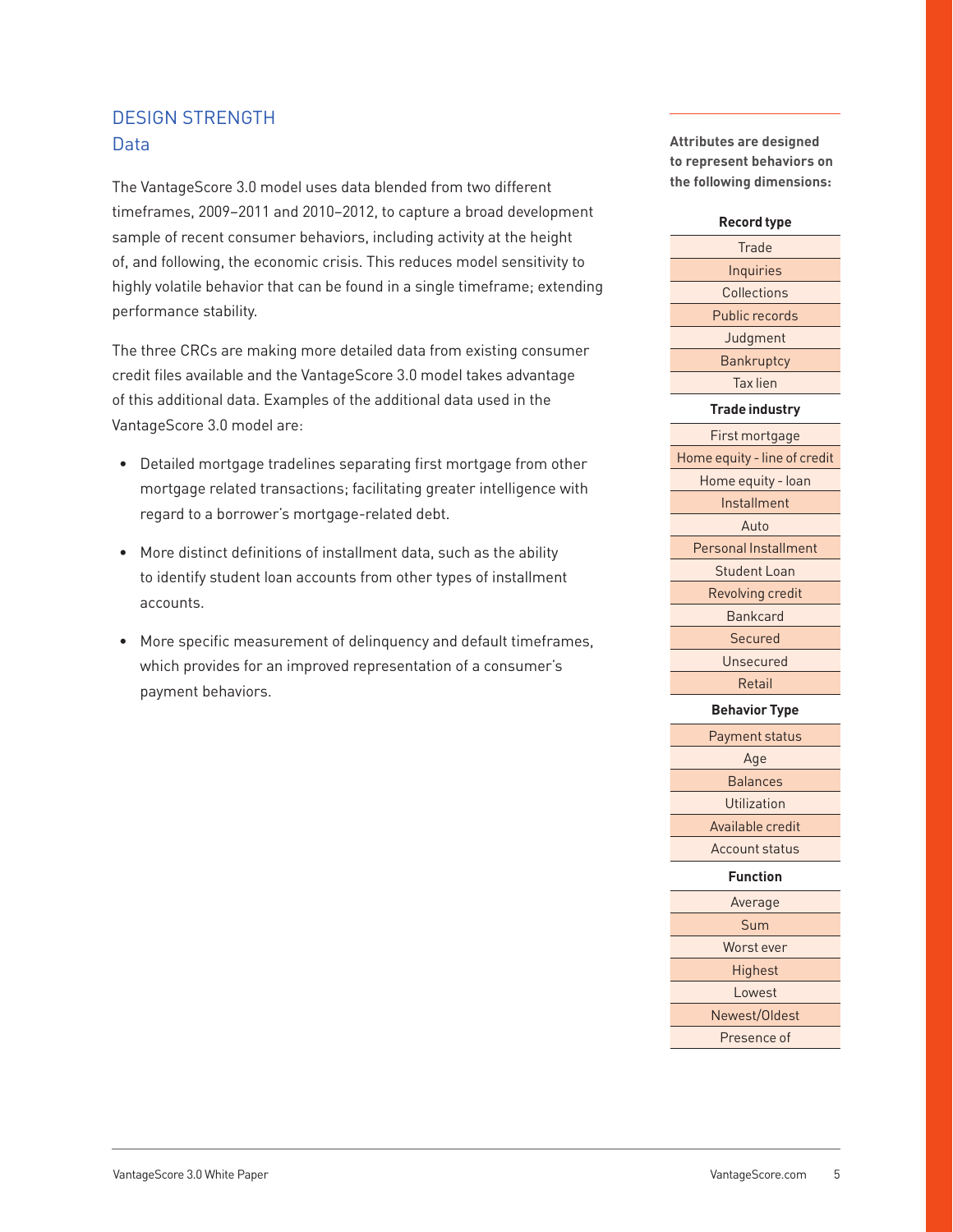## DESIGN STRENGTH

### Data

The VantageScore 3.0 model uses data blended from two different timeframes, 2009–2011 and 2010–2012, to capture a broad development sample of recent consumer behaviors, including activity at the height of, and following, the economic crisis. This reduces model sensitivity to highly volatile behavior that can be found in a single timeframe; extending performance stability.

The three CRCs are making more detailed data from existing consumer credit files available and the VantageScore 3.0 model takes advantage of this additional data. Examples of the additional data used in the VantageScore 3.0 model are:

- Detailed mortgage tradelines separating first mortgage from other mortgage related transactions; facilitating greater intelligence with regard to a borrower's mortgage-related debt.
- More distinct definitions of installment data, such as the ability to identify student loan accounts from other types of installment accounts.
- More specific measurement of delinquency and default timeframes, which provides for an improved representation of a consumer's payment behaviors.

**Attributes are designed to represent behaviors on the following dimensions:**

| Record type |
|---|
| Trade |
| Inquiries |
| Collections |
| Public records |
| Judgment |
| Bankruptcy |
| Tax lien |
| **Trade industry** |
| First mortgage |
| Home equity - line of credit |
| Home equity - loan |
| Installment |
| Auto |
| Personal Installment |
| Student Loan |
| Revolving credit |
| Bankcard |
| Secured |
| Unsecured |
| Retail |
| **Behavior Type** |
| Payment status |
| Age |
| Balances |
| Utilization |
| Available credit |
| Account status |
| **Function** |
| Average |
| Sum |
| Worst ever |
| Highest |
| Lowest |
| Newest/Oldest |
| Presence of |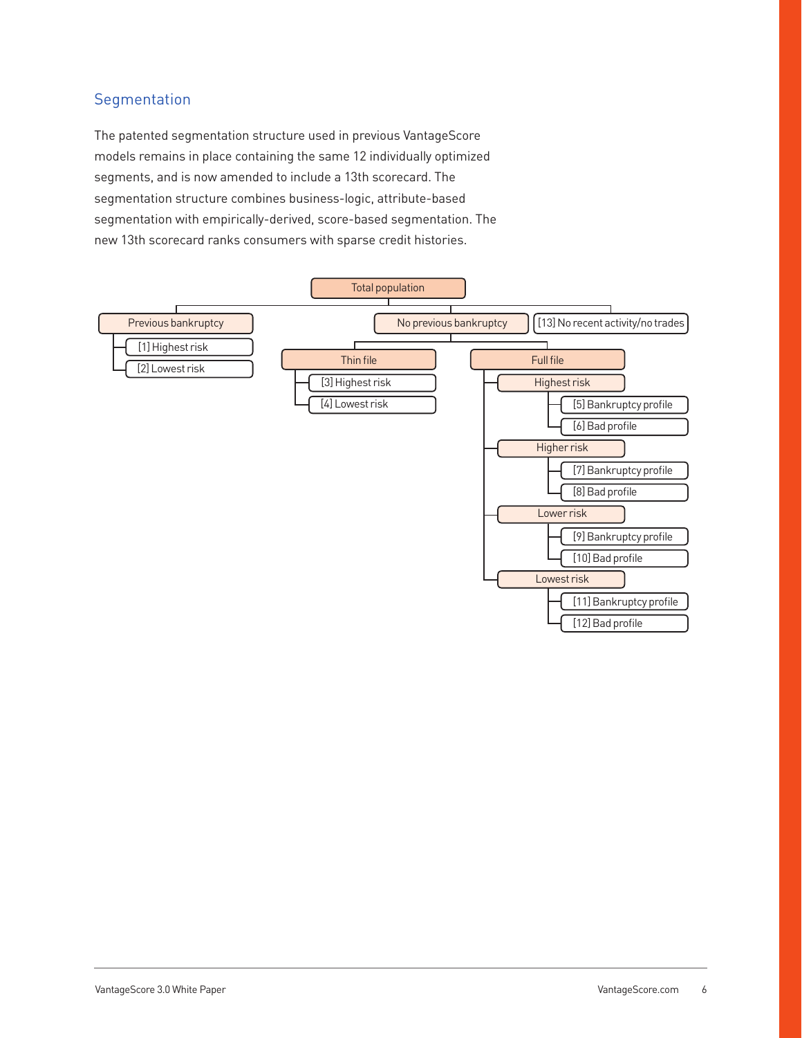## Segmentation

The patented segmentation structure used in previous VantageScore models remains in place containing the same 12 individually optimized segments, and is now amended to include a 13th scorecard. The segmentation structure combines business-logic, attribute-based segmentation with empirically-derived, score-based segmentation. The new 13th scorecard ranks consumers with sparse credit histories.

- Total population
  - Previous bankruptcy
    - [1] Highest risk
    - [2] Lowest risk
  - No previous bankruptcy
    - Thin file
      - [3] Highest risk
      - [4] Lowest risk
    - Full file
      - Highest risk
        - [5] Bankruptcy profile
        - [6] Bad profile
      - Higher risk
        - [7] Bankruptcy profile
        - [8] Bad profile
      - Lower risk
        - [9] Bankruptcy profile
        - [10] Bad profile
      - Lowest risk
        - [11] Bankruptcy profile
        - [12] Bad profile
  - [13] No recent activity/no trades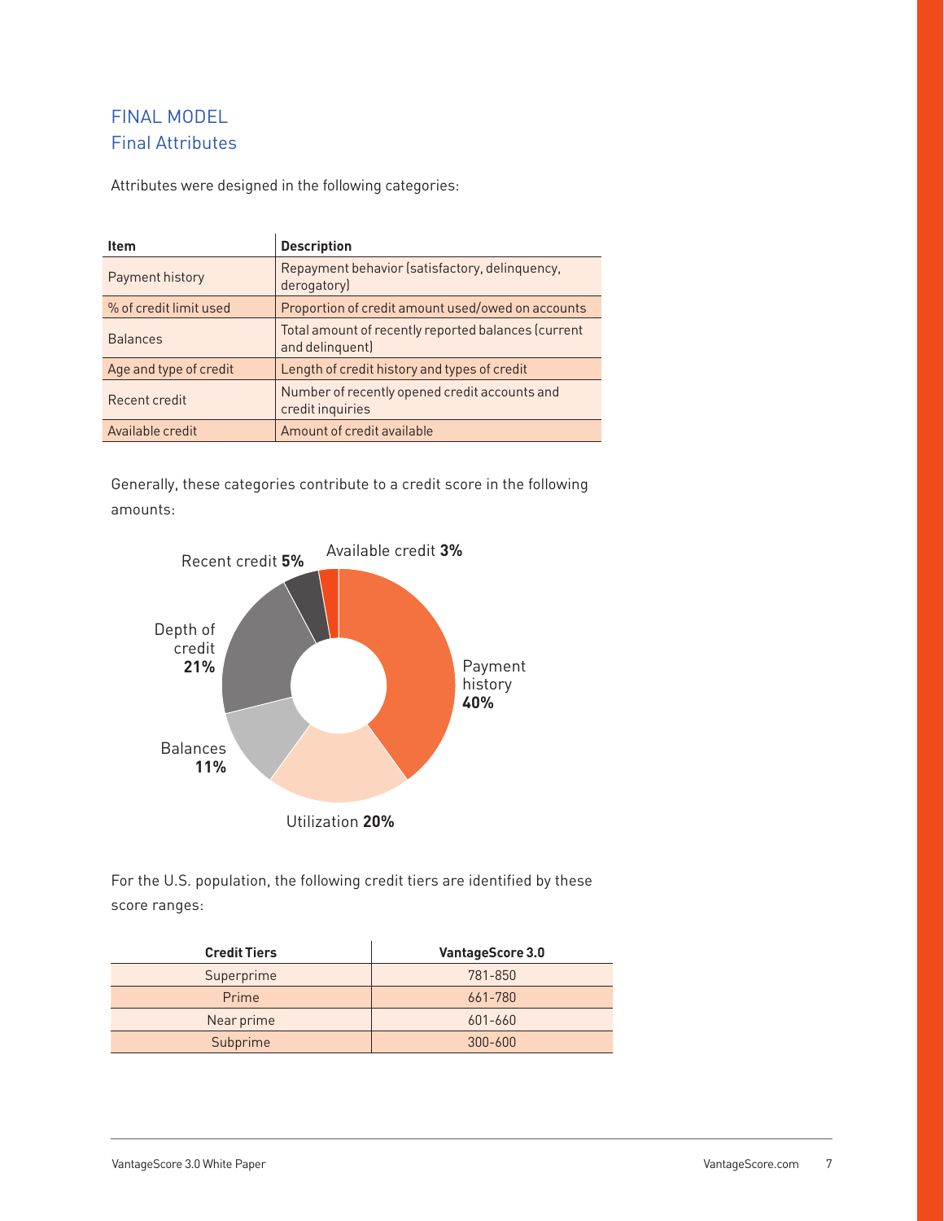## FINAL MODEL

### Final Attributes

Attributes were designed in the following categories:

| Item | Description |
|---|---|
| Payment history | Repayment behavior (satisfactory, delinquency, derogatory) |
| % of credit limit used | Proportion of credit amount used/owed on accounts |
| Balances | Total amount of recently reported balances (current and delinquent) |
| Age and type of credit | Length of credit history and types of credit |
| Recent credit | Number of recently opened credit accounts and credit inquiries |
| Available credit | Amount of credit available |

Generally, these categories contribute to a credit score in the following amounts:

Payment history **40%**
Utilization **20%**
Balances **11%**
Depth of credit **21%**
Recent credit **5%**
Available credit **3%**

For the U.S. population, the following credit tiers are identified by these score ranges:

| Credit Tiers | VantageScore 3.0 |
|---|---|
| Superprime | 781-850 |
| Prime | 661-780 |
| Near prime | 601-660 |
| Subprime | 300-600 |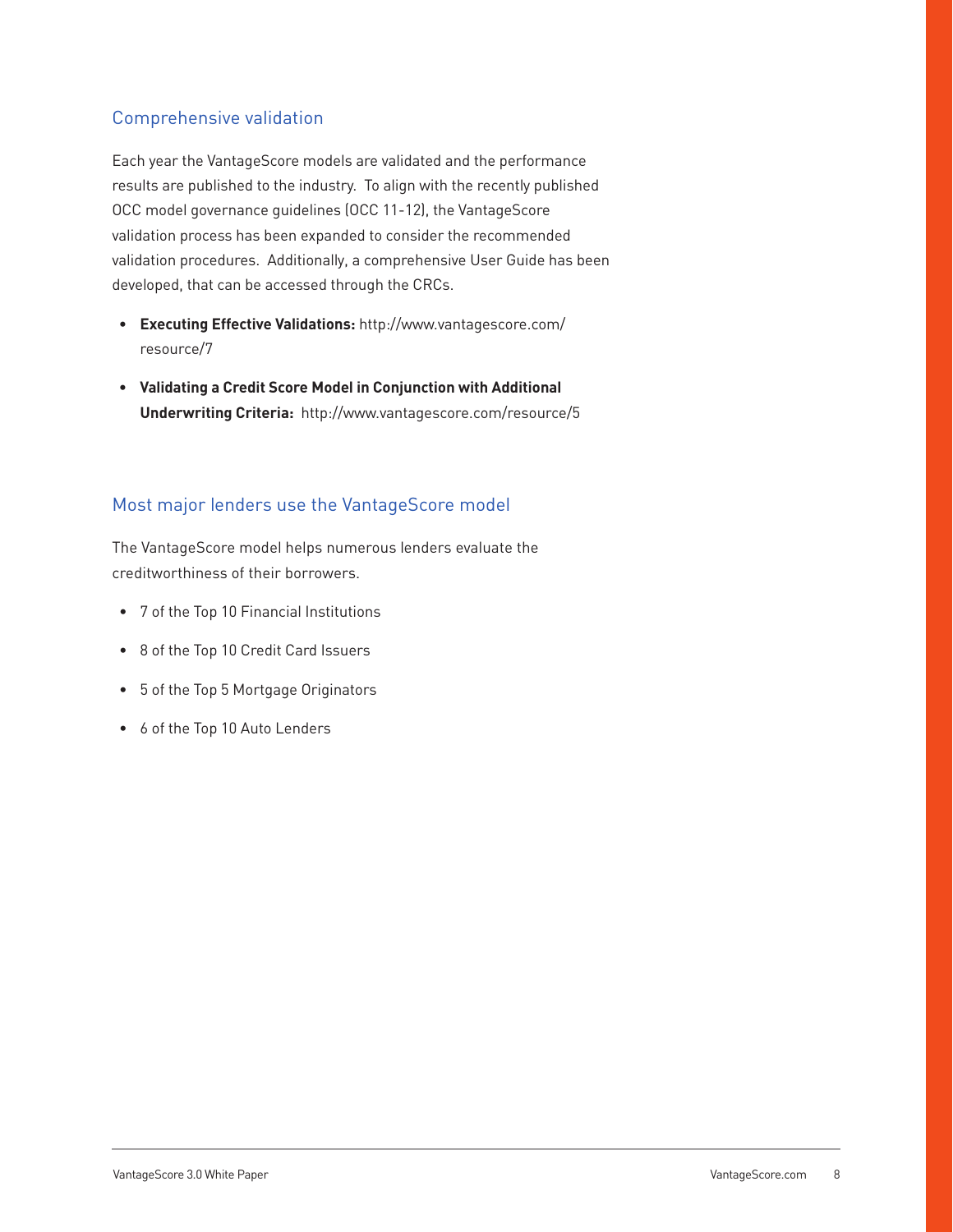## Comprehensive validation

Each year the VantageScore models are validated and the performance results are published to the industry. To align with the recently published OCC model governance guidelines (OCC 11-12), the VantageScore validation process has been expanded to consider the recommended validation procedures. Additionally, a comprehensive User Guide has been developed, that can be accessed through the CRCs.

- **Executing Effective Validations:** http://www.vantagescore.com/resource/7
- **Validating a Credit Score Model in Conjunction with Additional Underwriting Criteria:** http://www.vantagescore.com/resource/5

## Most major lenders use the VantageScore model

The VantageScore model helps numerous lenders evaluate the creditworthiness of their borrowers.

- 7 of the Top 10 Financial Institutions
- 8 of the Top 10 Credit Card Issuers
- 5 of the Top 5 Mortgage Originators
- 6 of the Top 10 Auto Lenders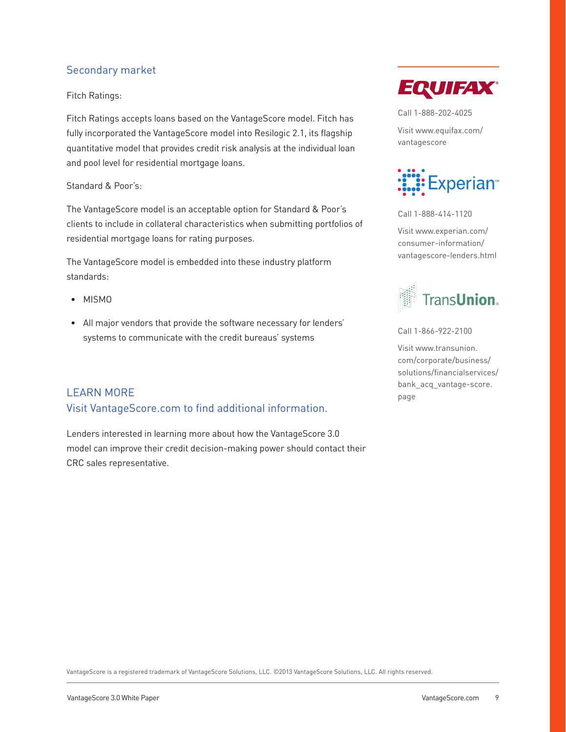## Secondary market

Fitch Ratings:

Fitch Ratings accepts loans based on the VantageScore model. Fitch has fully incorporated the VantageScore model into Resilogic 2.1, its flagship quantitative model that provides credit risk analysis at the individual loan and pool level for residential mortgage loans.

Standard & Poor's:

The VantageScore model is an acceptable option for Standard & Poor's clients to include in collateral characteristics when submitting portfolios of residential mortgage loans for rating purposes.

The VantageScore model is embedded into these industry platform standards:

- MISMO
- All major vendors that provide the software necessary for lenders' systems to communicate with the credit bureaus' systems

## LEARN MORE

### Visit VantageScore.com to find additional information.

Lenders interested in learning more about how the VantageScore 3.0 model can improve their credit decision-making power should contact their CRC sales representative.

**EQUIFAX**

Call 1-888-202-4025

Visit www.equifax.com/vantagescore

**Experian**

Call 1-888-414-1120

Visit www.experian.com/consumer-information/vantagescore-lenders.html

**TransUnion**

Call 1-866-922-2100

Visit www.transunion.com/corporate/business/solutions/financialservices/bank_acq_vantage-score.page

VantageScore is a registered trademark of VantageScore Solutions, LLC. ©2013 VantageScore Solutions, LLC. All rights reserved.